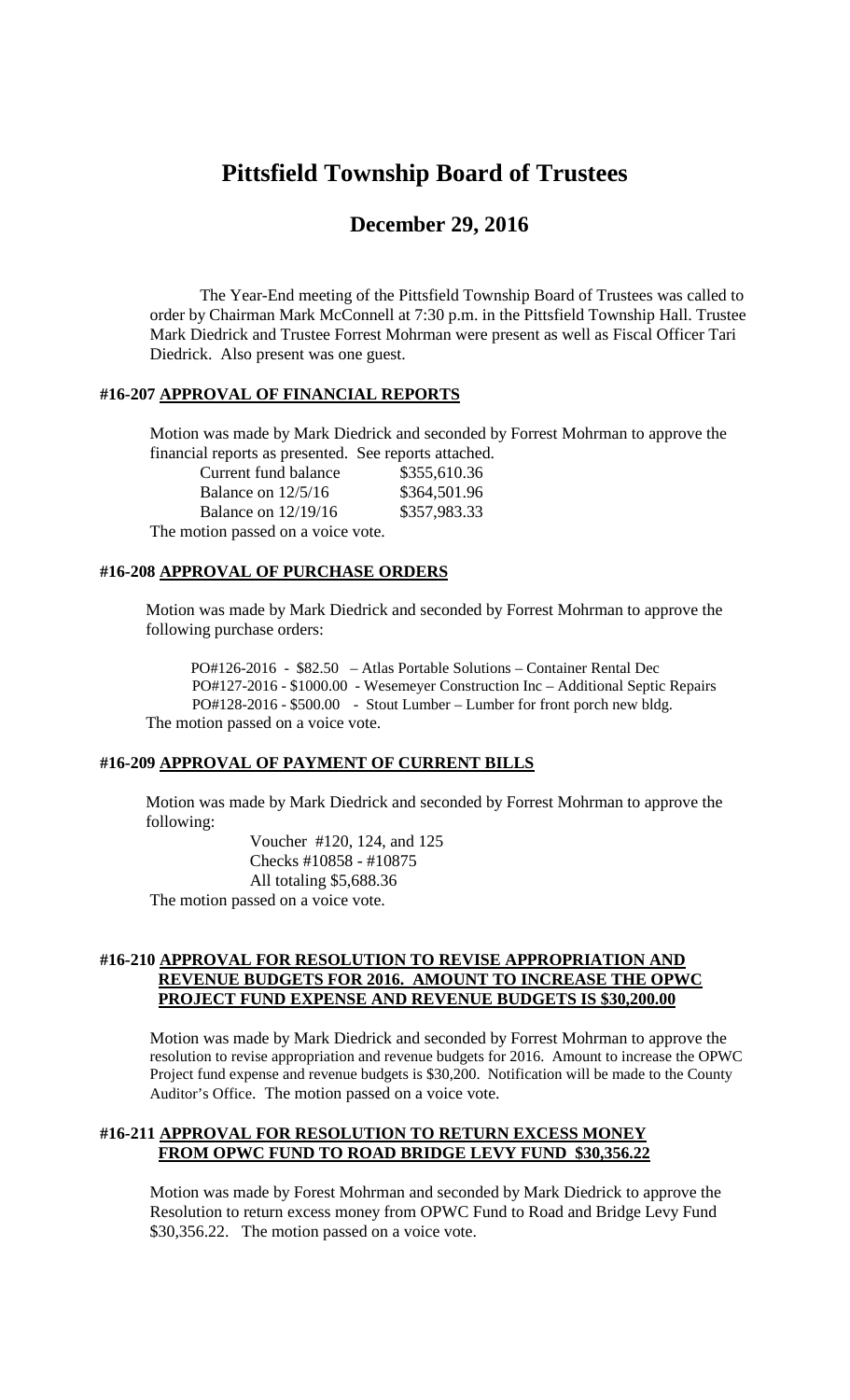# Pittsfield Township Board of Trustees

## December 29, 2016

The Year-End meeting of the Pittsfield Township Board of Trustees was called to order by Chairman Mark McConnell at 7:30 p.m. in the Pittsfield Township Hall. Trustee Mark Diedrick and Trustee Forrest Mohrman were present as well as Fiscal Officer Tari Diedrick. Also present was one guest.

### #16-207 APPROVAL OF FINANCIAL REPORTS

Motion was made by Mark Diedrick and seconded by Forrest Mohrman to approve the financial reports as presented. See reports attached.

| | |
|---|---|
| Current fund balance | $355,610.36 |
| Balance on 12/5/16 | $364,501.96 |
| Balance on 12/19/16 | $357,983.33 |

The motion passed on a voice vote.

### #16-208 APPROVAL OF PURCHASE ORDERS

Motion was made by Mark Diedrick and seconded by Forrest Mohrman to approve the following purchase orders:

PO#126-2016 - $82.50 – Atlas Portable Solutions – Container Rental Dec
PO#127-2016 - $1000.00 - Wesemeyer Construction Inc – Additional Septic Repairs
PO#128-2016 - $500.00 - Stout Lumber – Lumber for front porch new bldg.

The motion passed on a voice vote.

### #16-209 APPROVAL OF PAYMENT OF CURRENT BILLS

Motion was made by Mark Diedrick and seconded by Forrest Mohrman to approve the following:

Voucher #120, 124, and 125
Checks #10858 - #10875
All totaling $5,688.36

The motion passed on a voice vote.

### #16-210 APPROVAL FOR RESOLUTION TO REVISE APPROPRIATION AND REVENUE BUDGETS FOR 2016. AMOUNT TO INCREASE THE OPWC PROJECT FUND EXPENSE AND REVENUE BUDGETS IS $30,200.00

Motion was made by Mark Diedrick and seconded by Forrest Mohrman to approve the resolution to revise appropriation and revenue budgets for 2016. Amount to increase the OPWC Project fund expense and revenue budgets is $30,200. Notification will be made to the County Auditor's Office. The motion passed on a voice vote.

### #16-211 APPROVAL FOR RESOLUTION TO RETURN EXCESS MONEY FROM OPWC FUND TO ROAD BRIDGE LEVY FUND $30,356.22

Motion was made by Forest Mohrman and seconded by Mark Diedrick to approve the Resolution to return excess money from OPWC Fund to Road and Bridge Levy Fund $30,356.22. The motion passed on a voice vote.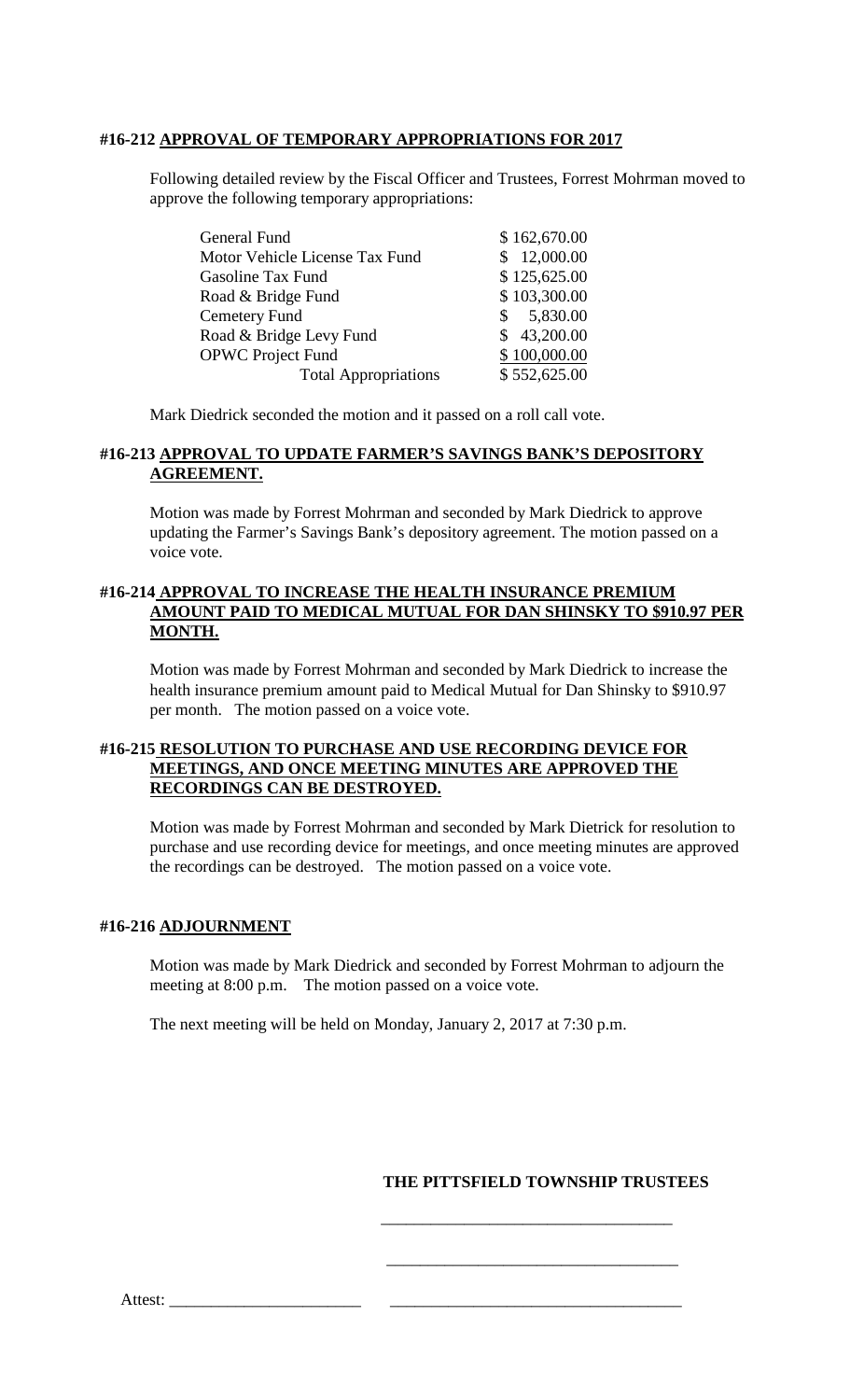**#16-212 APPROVAL OF TEMPORARY APPROPRIATIONS FOR 2017**

Following detailed review by the Fiscal Officer and Trustees, Forrest Mohrman moved to approve the following temporary appropriations:

| | |
|---|---|
| General Fund | $ 162,670.00 |
| Motor Vehicle License Tax Fund | $ 12,000.00 |
| Gasoline Tax Fund | $ 125,625.00 |
| Road & Bridge Fund | $ 103,300.00 |
| Cemetery Fund | $ 5,830.00 |
| Road & Bridge Levy Fund | $ 43,200.00 |
| OPWC Project Fund | $ 100,000.00 |
| Total Appropriations | $ 552,625.00 |

Mark Diedrick seconded the motion and it passed on a roll call vote.

**#16-213 APPROVAL TO UPDATE FARMER'S SAVINGS BANK'S DEPOSITORY AGREEMENT.**

Motion was made by Forrest Mohrman and seconded by Mark Diedrick to approve updating the Farmer's Savings Bank's depository agreement. The motion passed on a voice vote.

**#16-214 APPROVAL TO INCREASE THE HEALTH INSURANCE PREMIUM AMOUNT PAID TO MEDICAL MUTUAL FOR DAN SHINSKY TO $910.97 PER MONTH.**

Motion was made by Forrest Mohrman and seconded by Mark Diedrick to increase the health insurance premium amount paid to Medical Mutual for Dan Shinsky to $910.97 per month. The motion passed on a voice vote.

**#16-215 RESOLUTION TO PURCHASE AND USE RECORDING DEVICE FOR MEETINGS, AND ONCE MEETING MINUTES ARE APPROVED THE RECORDINGS CAN BE DESTROYED.**

Motion was made by Forrest Mohrman and seconded by Mark Dietrick for resolution to purchase and use recording device for meetings, and once meeting minutes are approved the recordings can be destroyed. The motion passed on a voice vote.

**#16-216 ADJOURNMENT**

Motion was made by Mark Diedrick and seconded by Forrest Mohrman to adjourn the meeting at 8:00 p.m. The motion passed on a voice vote.

The next meeting will be held on Monday, January 2, 2017 at 7:30 p.m.

**THE PITTSFIELD TOWNSHIP TRUSTEES**

\_\_\_\_\_\_\_\_\_\_\_\_\_\_\_\_\_\_\_\_\_\_\_\_\_\_\_\_\_\_\_\_\_\_\_

\_\_\_\_\_\_\_\_\_\_\_\_\_\_\_\_\_\_\_\_\_\_\_\_\_\_\_\_\_\_\_\_\_\_\_

Attest: \_\_\_\_\_\_\_\_\_\_\_\_\_\_\_\_\_\_\_\_\_\_\_ \_\_\_\_\_\_\_\_\_\_\_\_\_\_\_\_\_\_\_\_\_\_\_\_\_\_\_\_\_\_\_\_\_\_\_